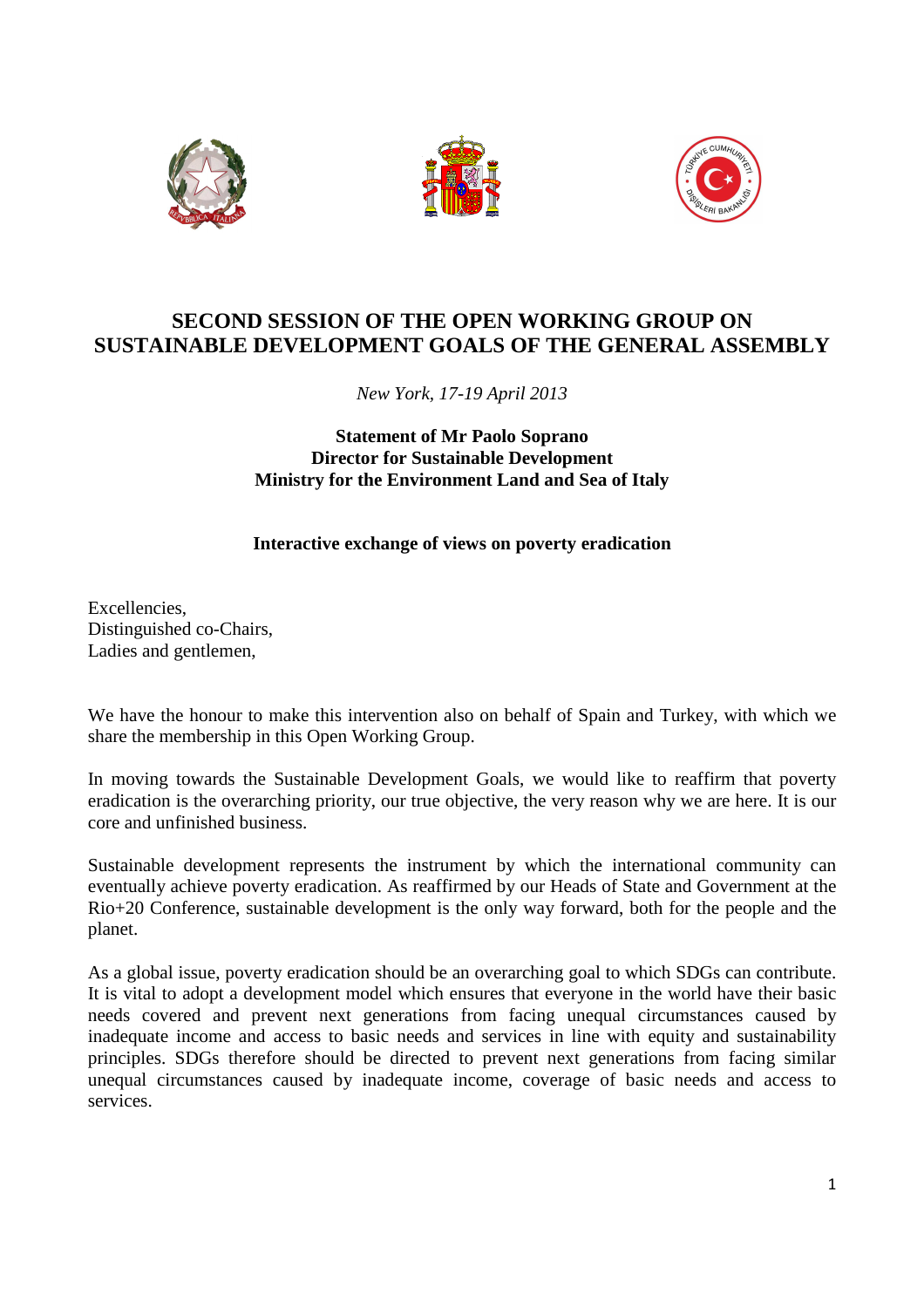# SECOND SESSION OF THE OPEN WORKING GROUP ON SUSTAINABLE DEVELOPMENT GOALS OF THE GENERAL ASSEMBLY

*New York, 17-19 April 2013*

**Statement of Mr Paolo Soprano**
**Director for Sustainable Development**
**Ministry for the Environment Land and Sea of Italy**

**Interactive exchange of views on poverty eradication**

Excellencies,
Distinguished co-Chairs,
Ladies and gentlemen,

We have the honour to make this intervention also on behalf of Spain and Turkey, with which we share the membership in this Open Working Group.

In moving towards the Sustainable Development Goals, we would like to reaffirm that poverty eradication is the overarching priority, our true objective, the very reason why we are here. It is our core and unfinished business.

Sustainable development represents the instrument by which the international community can eventually achieve poverty eradication. As reaffirmed by our Heads of State and Government at the Rio+20 Conference, sustainable development is the only way forward, both for the people and the planet.

As a global issue, poverty eradication should be an overarching goal to which SDGs can contribute. It is vital to adopt a development model which ensures that everyone in the world have their basic needs covered and prevent next generations from facing unequal circumstances caused by inadequate income and access to basic needs and services in line with equity and sustainability principles. SDGs therefore should be directed to prevent next generations from facing similar unequal circumstances caused by inadequate income, coverage of basic needs and access to services.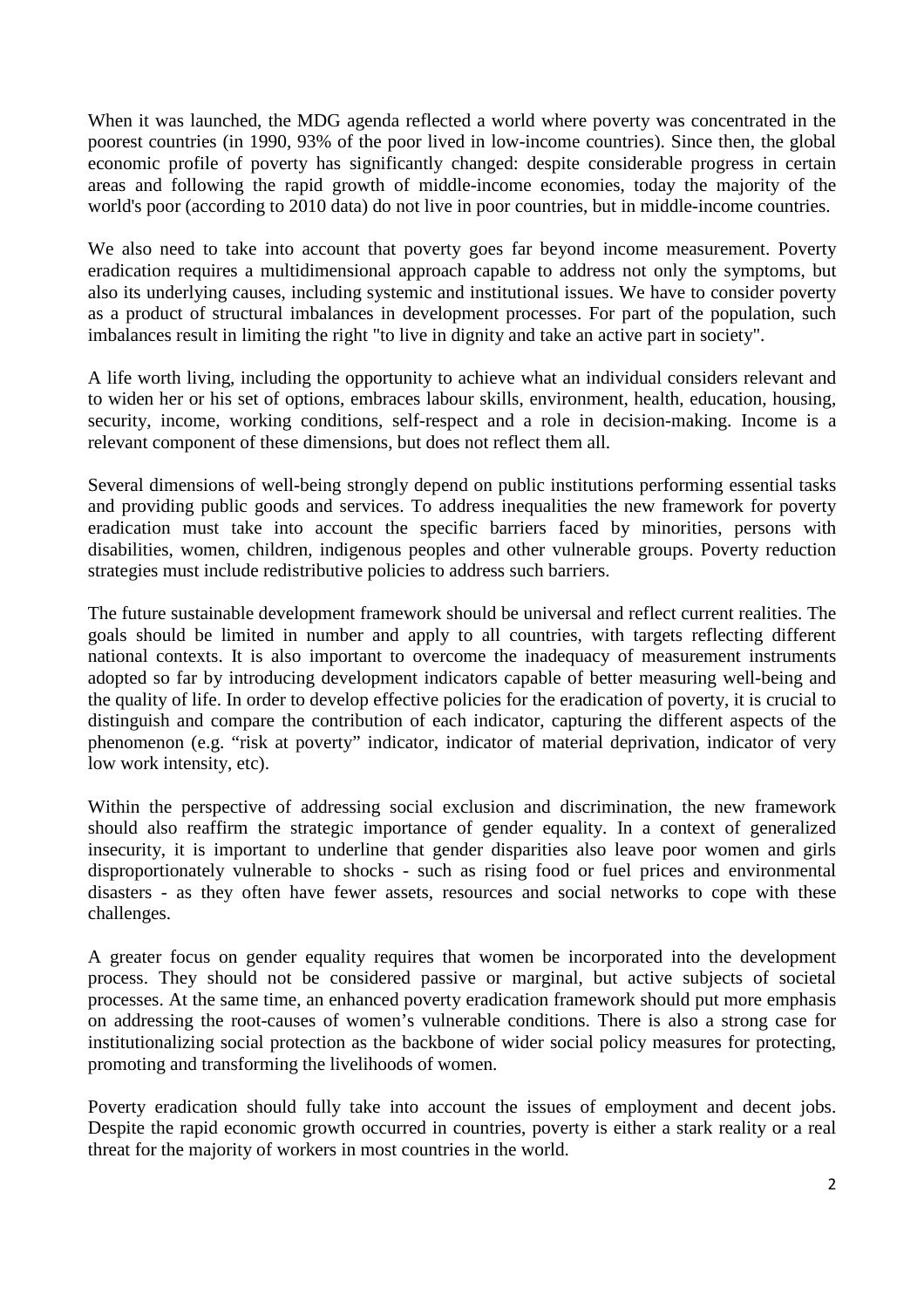When it was launched, the MDG agenda reflected a world where poverty was concentrated in the poorest countries (in 1990, 93% of the poor lived in low-income countries). Since then, the global economic profile of poverty has significantly changed: despite considerable progress in certain areas and following the rapid growth of middle-income economies, today the majority of the world's poor (according to 2010 data) do not live in poor countries, but in middle-income countries.

We also need to take into account that poverty goes far beyond income measurement. Poverty eradication requires a multidimensional approach capable to address not only the symptoms, but also its underlying causes, including systemic and institutional issues. We have to consider poverty as a product of structural imbalances in development processes. For part of the population, such imbalances result in limiting the right "to live in dignity and take an active part in society".

A life worth living, including the opportunity to achieve what an individual considers relevant and to widen her or his set of options, embraces labour skills, environment, health, education, housing, security, income, working conditions, self-respect and a role in decision-making. Income is a relevant component of these dimensions, but does not reflect them all.

Several dimensions of well-being strongly depend on public institutions performing essential tasks and providing public goods and services. To address inequalities the new framework for poverty eradication must take into account the specific barriers faced by minorities, persons with disabilities, women, children, indigenous peoples and other vulnerable groups. Poverty reduction strategies must include redistributive policies to address such barriers.

The future sustainable development framework should be universal and reflect current realities. The goals should be limited in number and apply to all countries, with targets reflecting different national contexts. It is also important to overcome the inadequacy of measurement instruments adopted so far by introducing development indicators capable of better measuring well-being and the quality of life. In order to develop effective policies for the eradication of poverty, it is crucial to distinguish and compare the contribution of each indicator, capturing the different aspects of the phenomenon (e.g. "risk at poverty" indicator, indicator of material deprivation, indicator of very low work intensity, etc).

Within the perspective of addressing social exclusion and discrimination, the new framework should also reaffirm the strategic importance of gender equality. In a context of generalized insecurity, it is important to underline that gender disparities also leave poor women and girls disproportionately vulnerable to shocks - such as rising food or fuel prices and environmental disasters - as they often have fewer assets, resources and social networks to cope with these challenges.

A greater focus on gender equality requires that women be incorporated into the development process. They should not be considered passive or marginal, but active subjects of societal processes. At the same time, an enhanced poverty eradication framework should put more emphasis on addressing the root-causes of women's vulnerable conditions. There is also a strong case for institutionalizing social protection as the backbone of wider social policy measures for protecting, promoting and transforming the livelihoods of women.

Poverty eradication should fully take into account the issues of employment and decent jobs. Despite the rapid economic growth occurred in countries, poverty is either a stark reality or a real threat for the majority of workers in most countries in the world.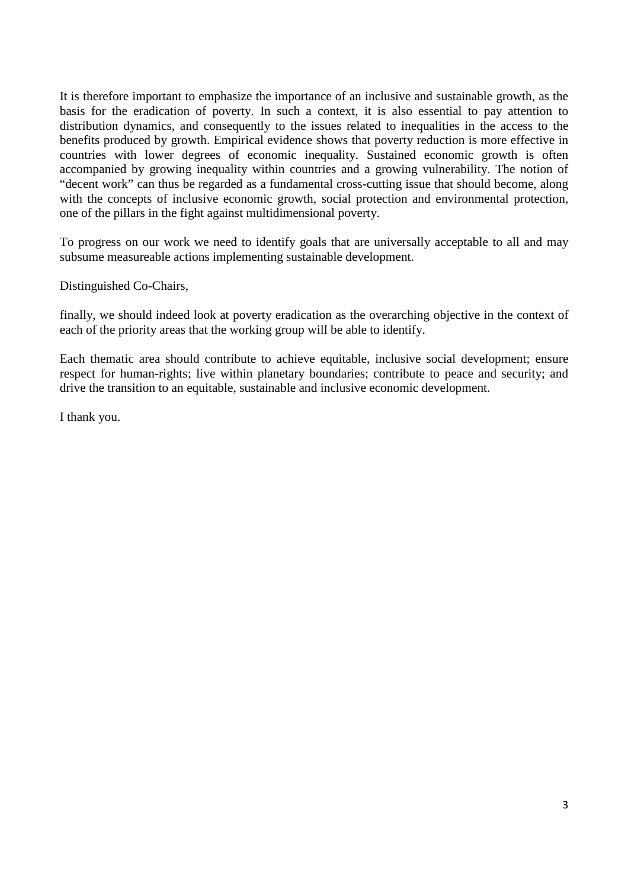It is therefore important to emphasize the importance of an inclusive and sustainable growth, as the basis for the eradication of poverty. In such a context, it is also essential to pay attention to distribution dynamics, and consequently to the issues related to inequalities in the access to the benefits produced by growth. Empirical evidence shows that poverty reduction is more effective in countries with lower degrees of economic inequality. Sustained economic growth is often accompanied by growing inequality within countries and a growing vulnerability. The notion of "decent work" can thus be regarded as a fundamental cross-cutting issue that should become, along with the concepts of inclusive economic growth, social protection and environmental protection, one of the pillars in the fight against multidimensional poverty.

To progress on our work we need to identify goals that are universally acceptable to all and may subsume measureable actions implementing sustainable development.

Distinguished Co-Chairs,

finally, we should indeed look at poverty eradication as the overarching objective in the context of each of the priority areas that the working group will be able to identify.

Each thematic area should contribute to achieve equitable, inclusive social development; ensure respect for human-rights; live within planetary boundaries; contribute to peace and security; and drive the transition to an equitable, sustainable and inclusive economic development.

I thank you.